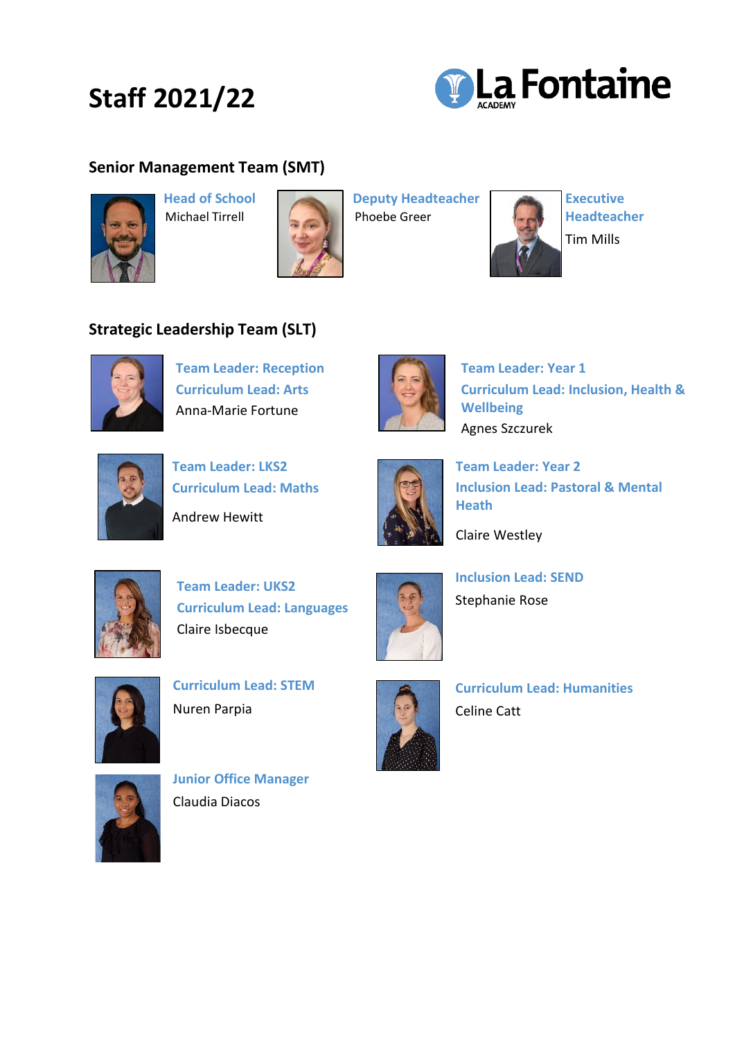# Staff 2021/22

La Fontaine ACADEMY

## Senior Management Team (SMT)

**Head of School**
Michael Tirrell

**Deputy Headteacher**
Phoebe Greer

**Executive Headteacher**
Tim Mills

## Strategic Leadership Team (SLT)

**Team Leader: Reception**
**Curriculum Lead: Arts**
Anna-Marie Fortune

**Team Leader: Year 1**
**Curriculum Lead: Inclusion, Health & Wellbeing**
Agnes Szczurek

**Team Leader: LKS2**
**Curriculum Lead: Maths**
Andrew Hewitt

**Team Leader: Year 2**
**Inclusion Lead: Pastoral & Mental Heath**
Claire Westley

**Team Leader: UKS2**
**Curriculum Lead: Languages**
Claire Isbecque

**Inclusion Lead: SEND**
Stephanie Rose

**Curriculum Lead: STEM**
Nuren Parpia

**Curriculum Lead: Humanities**
Celine Catt

**Junior Office Manager**
Claudia Diacos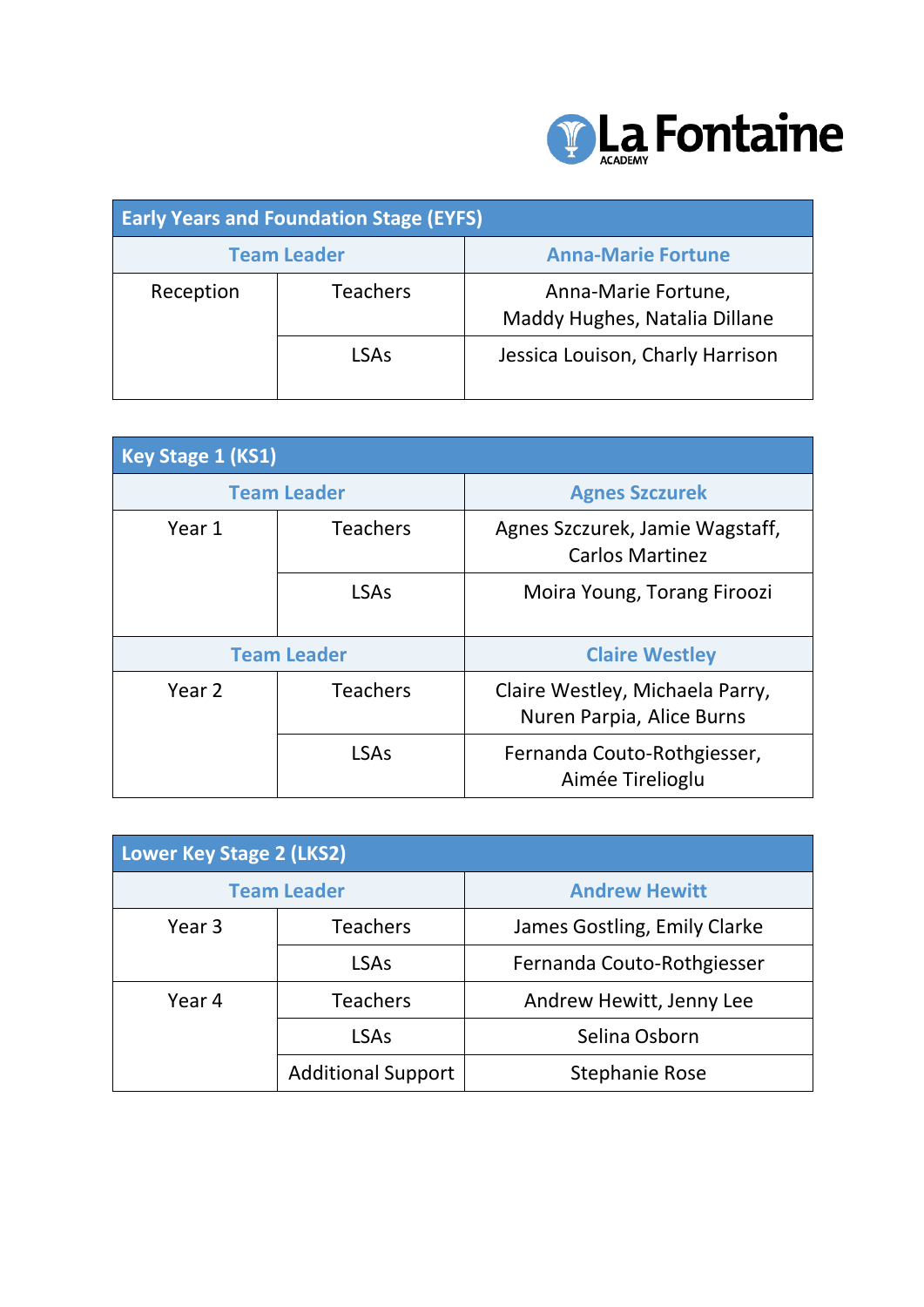La Fontaine ACADEMY

| Early Years and Foundation Stage (EYFS) | | |
|---|---|---|
| **Team Leader** | | **Anna-Marie Fortune** |
| Reception | Teachers | Anna-Marie Fortune, Maddy Hughes, Natalia Dillane |
| | LSAs | Jessica Louison, Charly Harrison |

| Key Stage 1 (KS1) | | |
|---|---|---|
| **Team Leader** | | **Agnes Szczurek** |
| Year 1 | Teachers | Agnes Szczurek, Jamie Wagstaff, Carlos Martinez |
| | LSAs | Moira Young, Torang Firoozi |
| **Team Leader** | | **Claire Westley** |
| Year 2 | Teachers | Claire Westley, Michaela Parry, Nuren Parpia, Alice Burns |
| | LSAs | Fernanda Couto-Rothgiesser, Aimée Tirelioglu |

| Lower Key Stage 2 (LKS2) | | |
|---|---|---|
| **Team Leader** | | **Andrew Hewitt** |
| Year 3 | Teachers | James Gostling, Emily Clarke |
| | LSAs | Fernanda Couto-Rothgiesser |
| Year 4 | Teachers | Andrew Hewitt, Jenny Lee |
| | LSAs | Selina Osborn |
| | Additional Support | Stephanie Rose |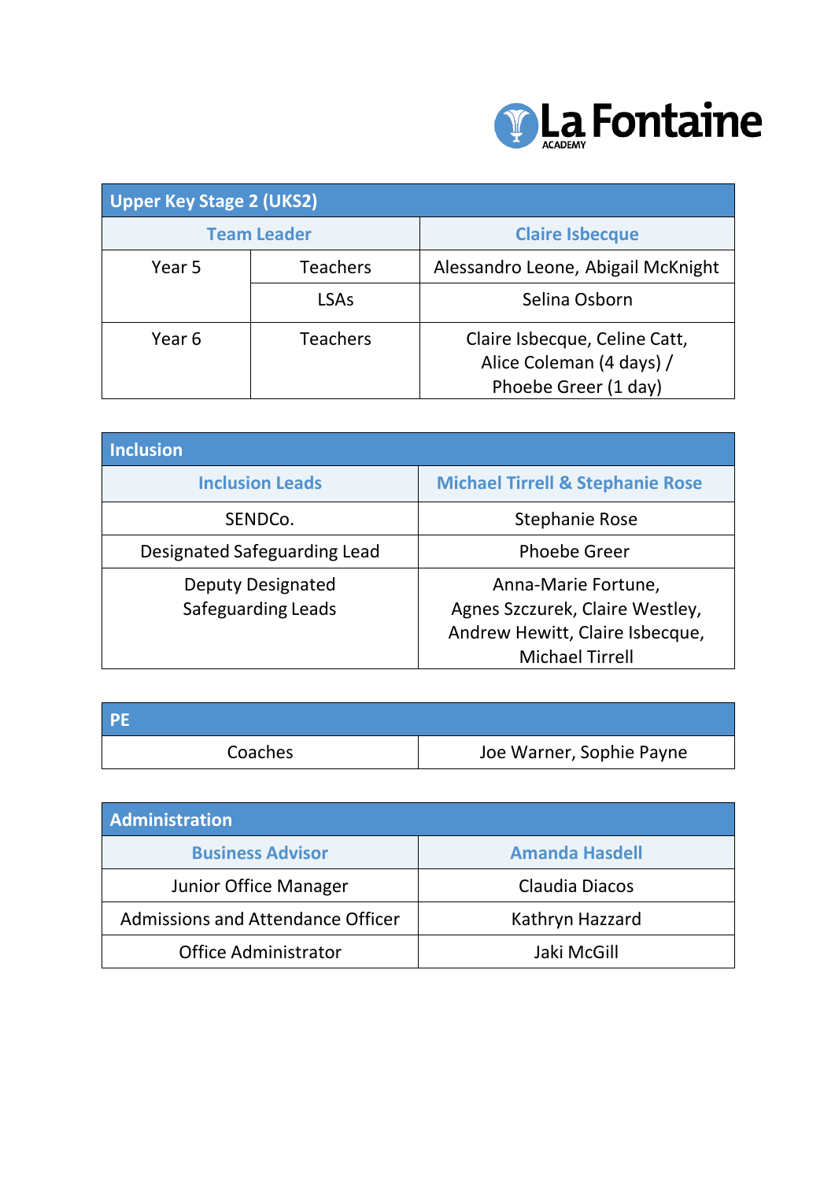La Fontaine ACADEMY

| Upper Key Stage 2 (UKS2) | | |
|---|---|---|
| **Team Leader** | | **Claire Isbecque** |
| Year 5 | Teachers | Alessandro Leone, Abigail McKnight |
| | LSAs | Selina Osborn |
| Year 6 | Teachers | Claire Isbecque, Celine Catt, Alice Coleman (4 days) / Phoebe Greer (1 day) |

| Inclusion | |
|---|---|
| **Inclusion Leads** | **Michael Tirrell & Stephanie Rose** |
| SENDCo. | Stephanie Rose |
| Designated Safeguarding Lead | Phoebe Greer |
| Deputy Designated Safeguarding Leads | Anna-Marie Fortune, Agnes Szczurek, Claire Westley, Andrew Hewitt, Claire Isbecque, Michael Tirrell |

| PE | |
|---|---|
| Coaches | Joe Warner, Sophie Payne |

| Administration | |
|---|---|
| **Business Advisor** | **Amanda Hasdell** |
| Junior Office Manager | Claudia Diacos |
| Admissions and Attendance Officer | Kathryn Hazzard |
| Office Administrator | Jaki McGill |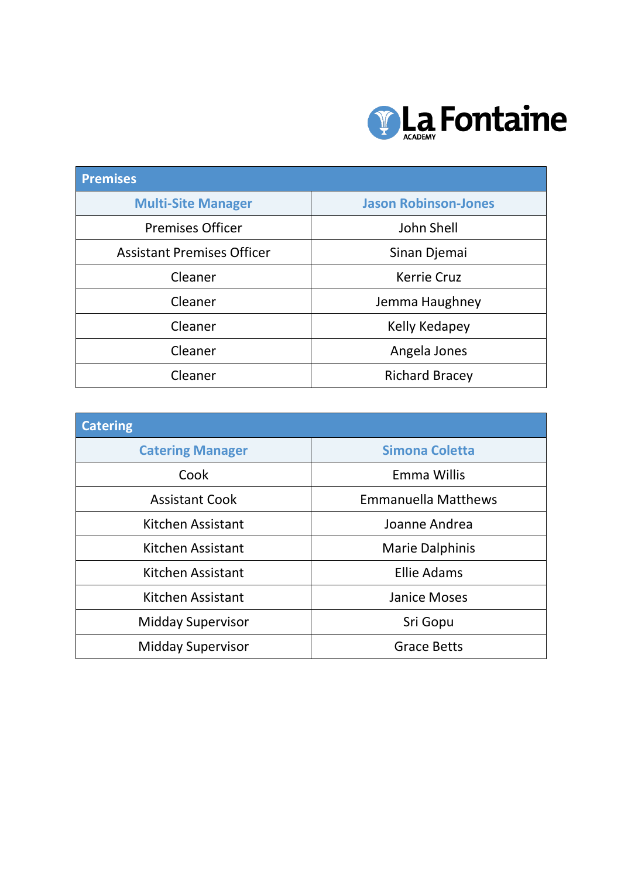| Premises | |
|---|---|
| **Multi-Site Manager** | **Jason Robinson-Jones** |
| Premises Officer | John Shell |
| Assistant Premises Officer | Sinan Djemai |
| Cleaner | Kerrie Cruz |
| Cleaner | Jemma Haughney |
| Cleaner | Kelly Kedapey |
| Cleaner | Angela Jones |
| Cleaner | Richard Bracey |

| Catering | |
|---|---|
| **Catering Manager** | **Simona Coletta** |
| Cook | Emma Willis |
| Assistant Cook | Emmanuella Matthews |
| Kitchen Assistant | Joanne Andrea |
| Kitchen Assistant | Marie Dalphinis |
| Kitchen Assistant | Ellie Adams |
| Kitchen Assistant | Janice Moses |
| Midday Supervisor | Sri Gopu |
| Midday Supervisor | Grace Betts |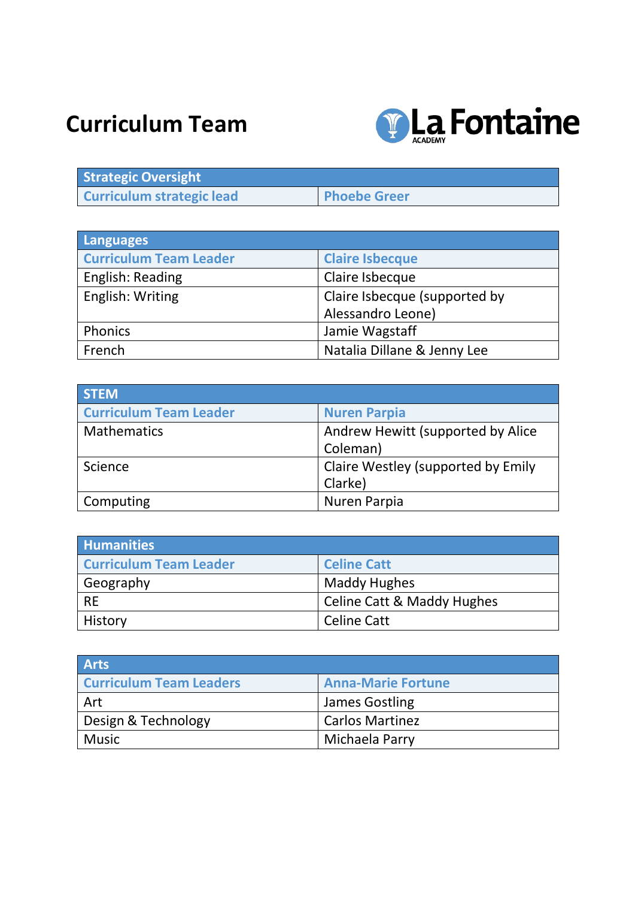# Curriculum Team

La Fontaine ACADEMY

| Strategic Oversight | |
|---|---|
| Curriculum strategic lead | Phoebe Greer |

| Languages | |
|---|---|
| Curriculum Team Leader | Claire Isbecque |
| English: Reading | Claire Isbecque |
| English: Writing | Claire Isbecque (supported by Alessandro Leone) |
| Phonics | Jamie Wagstaff |
| French | Natalia Dillane & Jenny Lee |

| STEM | |
|---|---|
| Curriculum Team Leader | Nuren Parpia |
| Mathematics | Andrew Hewitt (supported by Alice Coleman) |
| Science | Claire Westley (supported by Emily Clarke) |
| Computing | Nuren Parpia |

| Humanities | |
|---|---|
| Curriculum Team Leader | Celine Catt |
| Geography | Maddy Hughes |
| RE | Celine Catt & Maddy Hughes |
| History | Celine Catt |

| Arts | |
|---|---|
| Curriculum Team Leaders | Anna-Marie Fortune |
| Art | James Gostling |
| Design & Technology | Carlos Martinez |
| Music | Michaela Parry |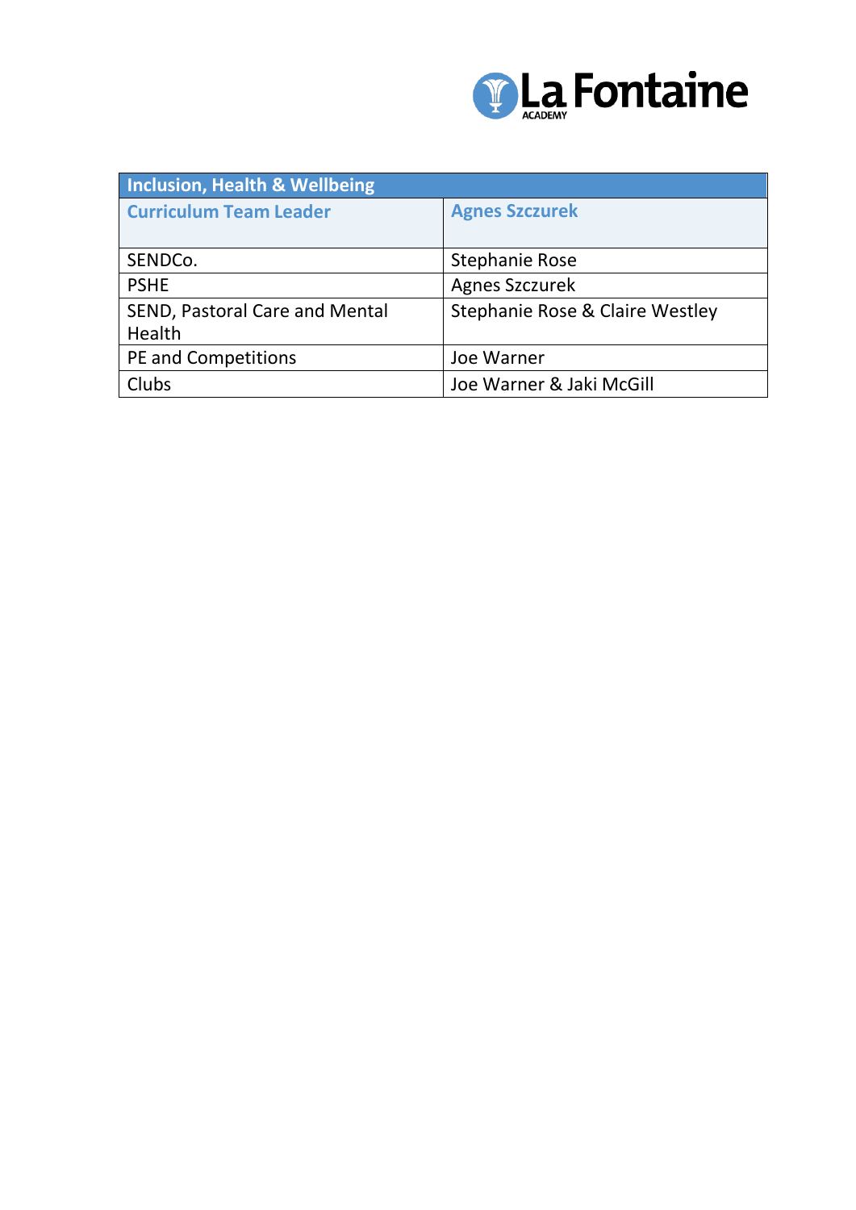| Inclusion, Health & Wellbeing | |
|---|---|
| **Curriculum Team Leader** | **Agnes Szczurek** |
| SENDCo. | Stephanie Rose |
| PSHE | Agnes Szczurek |
| SEND, Pastoral Care and Mental Health | Stephanie Rose & Claire Westley |
| PE and Competitions | Joe Warner |
| Clubs | Joe Warner & Jaki McGill |